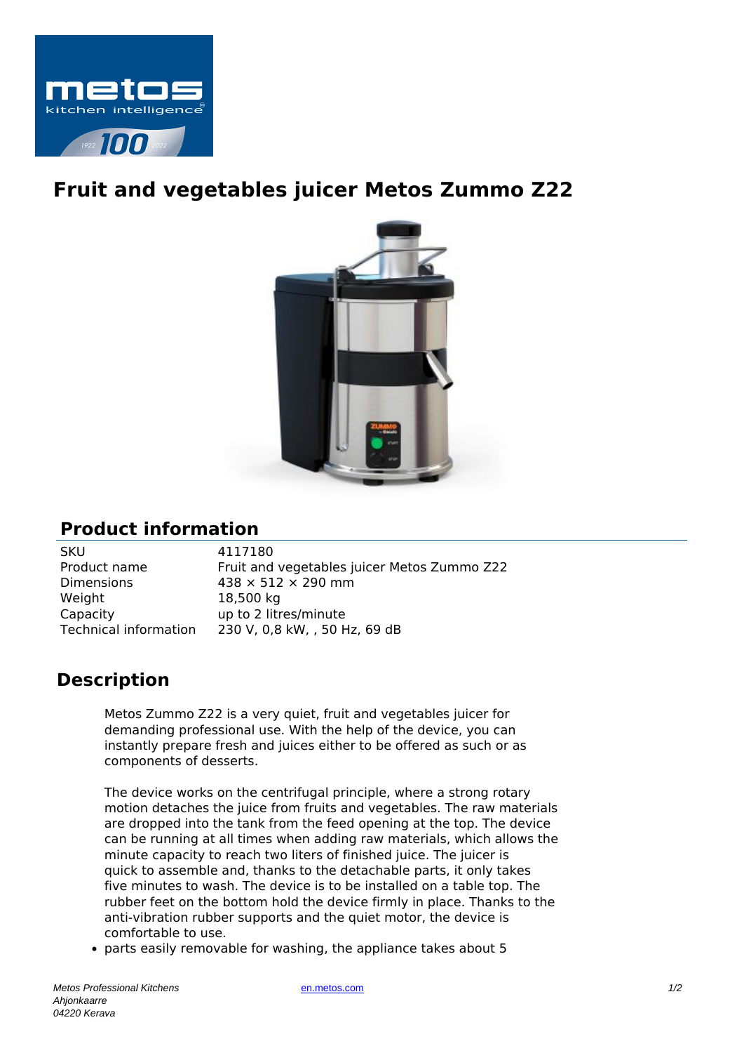# Fruit and vegetables juicer Metos Zummo Z22

## Product information

| | |
|---|---|
| SKU | 4117180 |
| Product name | Fruit and vegetables juicer Metos Zummo Z22 |
| Dimensions | 438 × 512 × 290 mm |
| Weight | 18,500 kg |
| Capacity | up to 2 litres/minute |
| Technical information | 230 V, 0,8 kW, , 50 Hz, 69 dB |

## Description

Metos Zummo Z22 is a very quiet, fruit and vegetables juicer for demanding professional use. With the help of the device, you can instantly prepare fresh and juices either to be offered as such or as components of desserts.

The device works on the centrifugal principle, where a strong rotary motion detaches the juice from fruits and vegetables. The raw materials are dropped into the tank from the feed opening at the top. The device can be running at all times when adding raw materials, which allows the minute capacity to reach two liters of finished juice. The juicer is quick to assemble and, thanks to the detachable parts, it only takes five minutes to wash. The device is to be installed on a table top. The rubber feet on the bottom hold the device firmly in place. Thanks to the anti-vibration rubber supports and the quiet motor, the device is comfortable to use.

- parts easily removable for washing, the appliance takes about 5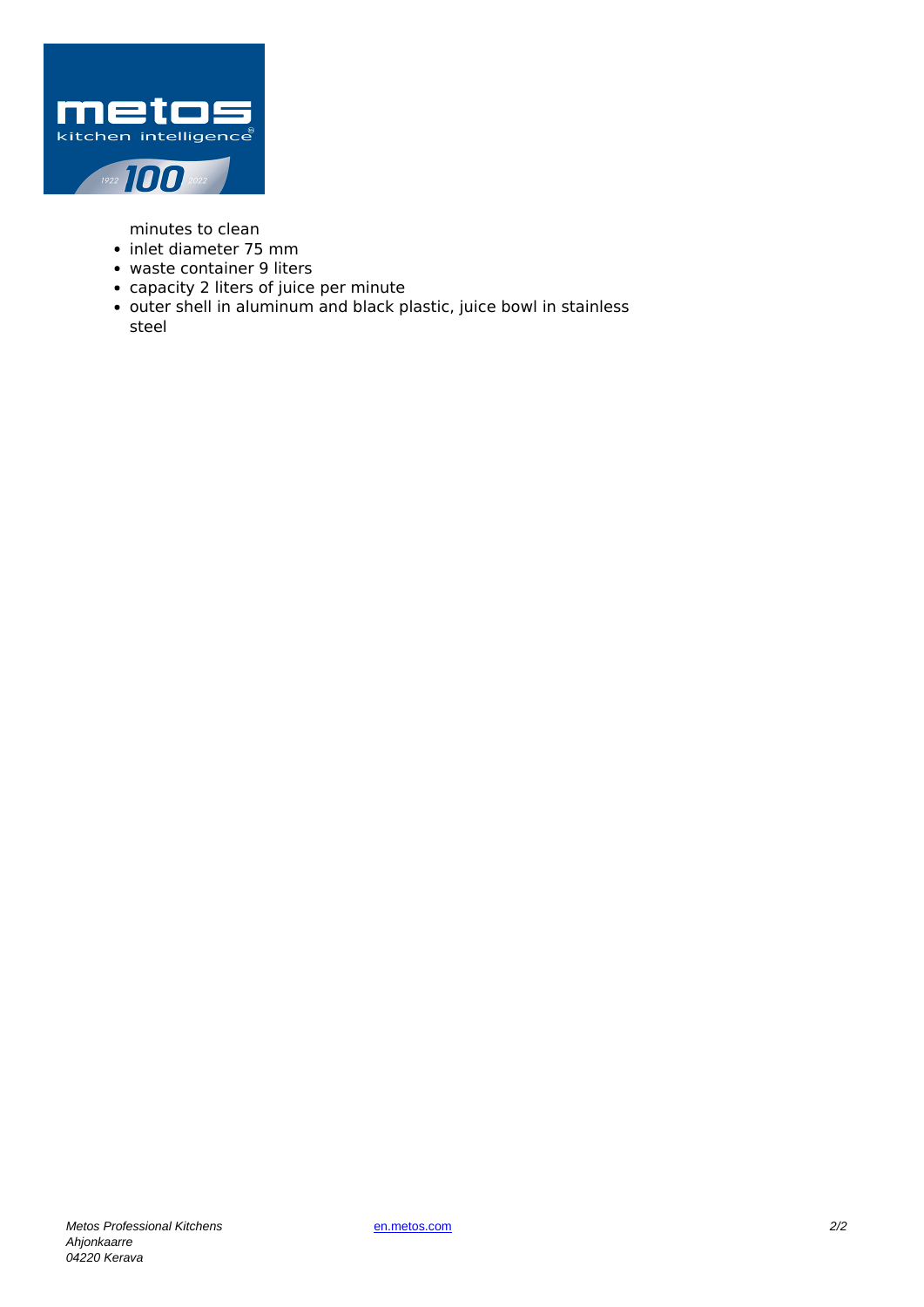minutes to clean

- inlet diameter 75 mm
- waste container 9 liters
- capacity 2 liters of juice per minute
- outer shell in aluminum and black plastic, juice bowl in stainless steel